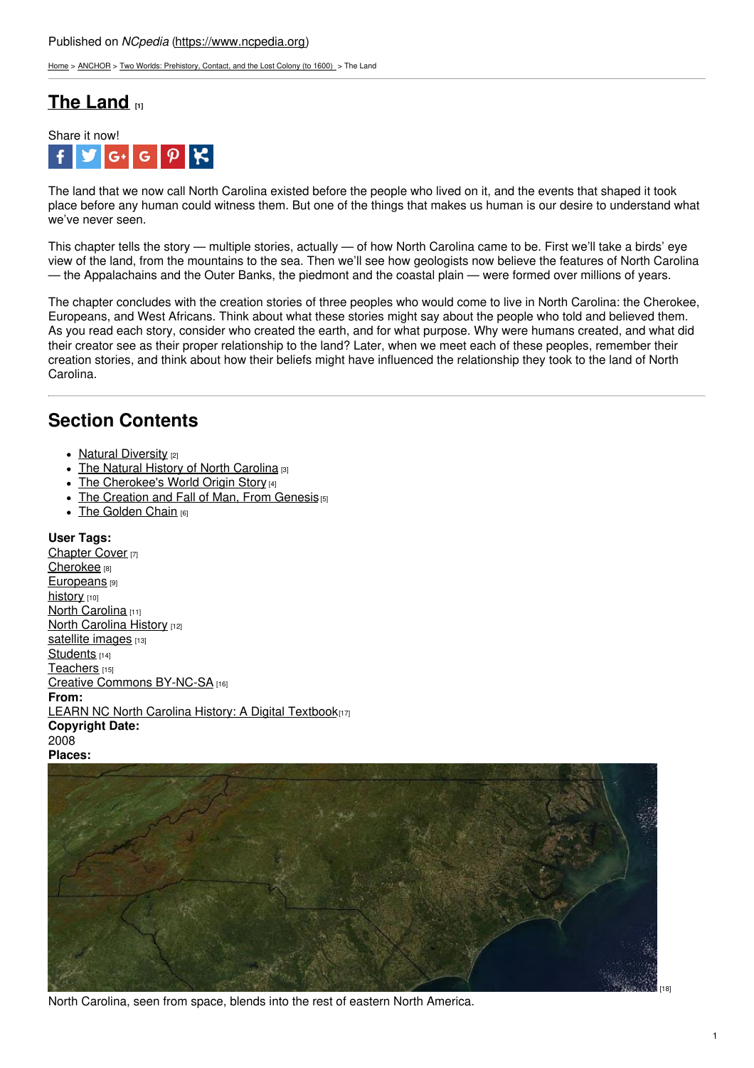Published on *NCpedia* (https://www.ncpedia.org)

Home > ANCHOR > Two Worlds: Prehistory, Contact, and the Lost Colony (to 1600) > The Land

# The Land [1]

Share it now!

The land that we now call North Carolina existed before the people who lived on it, and the events that shaped it took place before any human could witness them. But one of the things that makes us human is our desire to understand what we've never seen.

This chapter tells the story — multiple stories, actually — of how North Carolina came to be. First we'll take a birds' eye view of the land, from the mountains to the sea. Then we'll see how geologists now believe the features of North Carolina — the Appalachains and the Outer Banks, the piedmont and the coastal plain — were formed over millions of years.

The chapter concludes with the creation stories of three peoples who would come to live in North Carolina: the Cherokee, Europeans, and West Africans. Think about what these stories might say about the people who told and believed them. As you read each story, consider who created the earth, and for what purpose. Why were humans created, and what did their creator see as their proper relationship to the land? Later, when we meet each of these peoples, remember their creation stories, and think about how their beliefs might have influenced the relationship they took to the land of North Carolina.

## Section Contents

- Natural Diversity [2]
- The Natural History of North Carolina [3]
- The Cherokee's World Origin Story [4]
- The Creation and Fall of Man, From Genesis [5]
- The Golden Chain [6]

**User Tags:**
Chapter Cover [7]
Cherokee [8]
Europeans [9]
history [10]
North Carolina [11]
North Carolina History [12]
satellite images [13]
Students [14]
Teachers [15]
Creative Commons BY-NC-SA [16]
**From:**
LEARN NC North Carolina History: A Digital Textbook [17]
**Copyright Date:**
2008
**Places:**

[18]

North Carolina, seen from space, blends into the rest of eastern North America.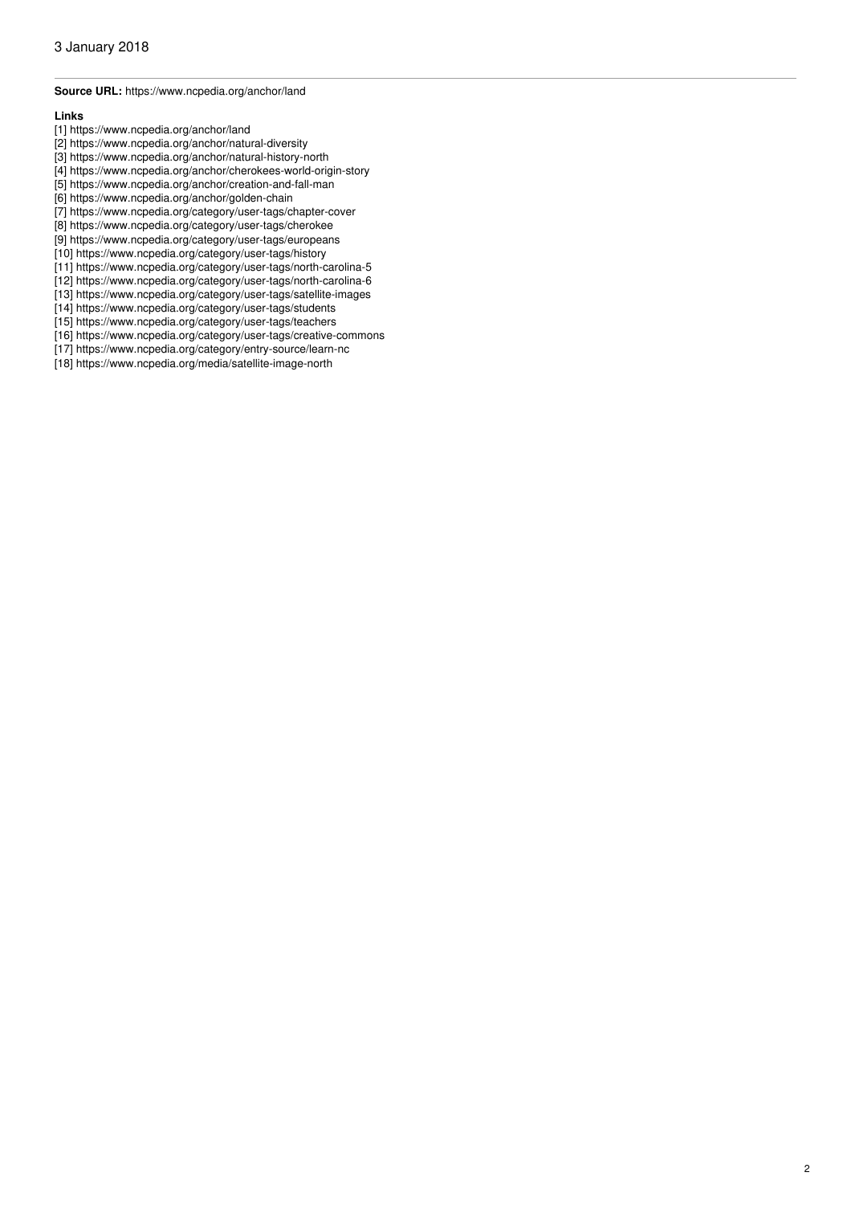3 January 2018

---

**Source URL:** https://www.ncpedia.org/anchor/land

**Links**

[1] https://www.ncpedia.org/anchor/land
[2] https://www.ncpedia.org/anchor/natural-diversity
[3] https://www.ncpedia.org/anchor/natural-history-north
[4] https://www.ncpedia.org/anchor/cherokees-world-origin-story
[5] https://www.ncpedia.org/anchor/creation-and-fall-man
[6] https://www.ncpedia.org/anchor/golden-chain
[7] https://www.ncpedia.org/category/user-tags/chapter-cover
[8] https://www.ncpedia.org/category/user-tags/cherokee
[9] https://www.ncpedia.org/category/user-tags/europeans
[10] https://www.ncpedia.org/category/user-tags/history
[11] https://www.ncpedia.org/category/user-tags/north-carolina-5
[12] https://www.ncpedia.org/category/user-tags/north-carolina-6
[13] https://www.ncpedia.org/category/user-tags/satellite-images
[14] https://www.ncpedia.org/category/user-tags/students
[15] https://www.ncpedia.org/category/user-tags/teachers
[16] https://www.ncpedia.org/category/user-tags/creative-commons
[17] https://www.ncpedia.org/category/entry-source/learn-nc
[18] https://www.ncpedia.org/media/satellite-image-north